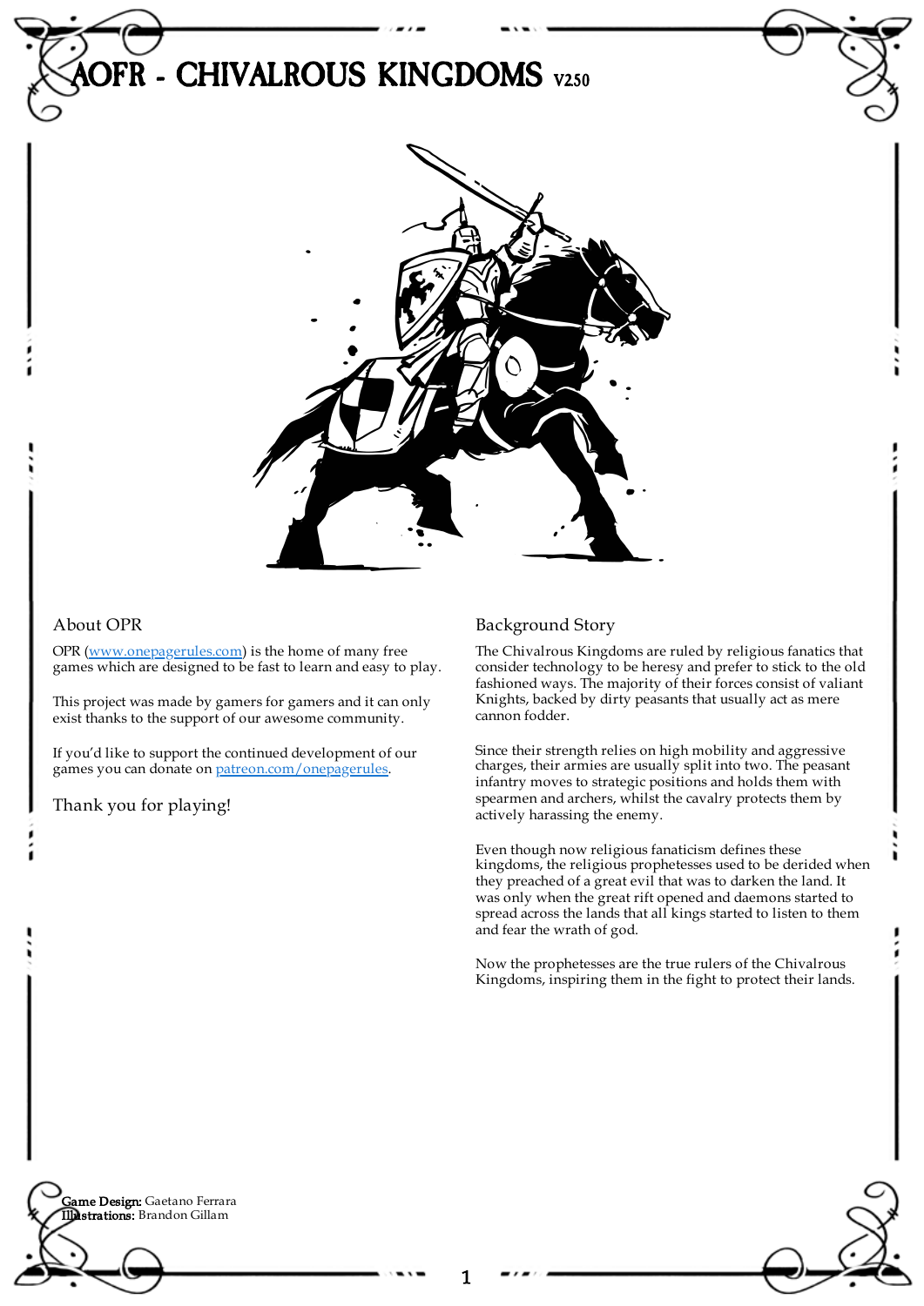# AOFR - CHIVALROUS KINGDOMS V250

## About OPR

OPR ([www.onepagerules.com](www.onepagerules.com)) is the home of many free games which are designed to be fast to learn and easy to play.

This project was made by gamers for gamers and it can only exist thanks to the support of our awesome community.

If you'd like to support the continued development of our games you can donate on [patreon.com/onepagerules](patreon.com/onepagerules).

Thank you for playing!

## Background Story

The Chivalrous Kingdoms are ruled by religious fanatics that consider technology to be heresy and prefer to stick to the old fashioned ways. The majority of their forces consist of valiant Knights, backed by dirty peasants that usually act as mere cannon fodder.

Since their strength relies on high mobility and aggressive charges, their armies are usually split into two. The peasant infantry moves to strategic positions and holds them with spearmen and archers, whilst the cavalry protects them by actively harassing the enemy.

Even though now religious fanaticism defines these kingdoms, the religious prophetesses used to be derided when they preached of a great evil that was to darken the land. It was only when the great rift opened and daemons started to spread across the lands that all kings started to listen to them and fear the wrath of god.

Now the prophetesses are the true rulers of the Chivalrous Kingdoms, inspiring them in the fight to protect their lands.

**Game Design:** Gaetano Ferrara
**Illustrations:** Brandon Gillam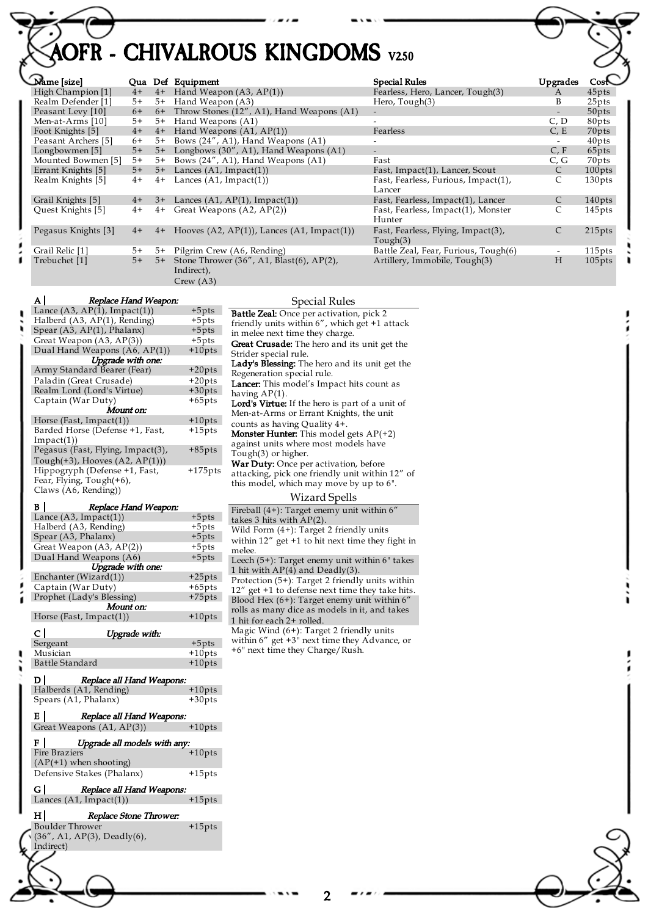# AOFR - CHIVALROUS KINGDOMS V250

| Name [size] | Qua | Def | Equipment | Special Rules | Upgrades | Cost |
|---|---|---|---|---|---|---|
| High Champion [1] | 4+ | 4+ | Hand Weapon (A3, AP(1)) | Fearless, Hero, Lancer, Tough(3) | A | 45pts |
| Realm Defender [1] | 5+ | 5+ | Hand Weapon (A3) | Hero, Tough(3) | B | 25pts |
| Peasant Levy [10] | 6+ | 6+ | Throw Stones (12", A1), Hand Weapons (A1) | - | - | 50pts |
| Men-at-Arms [10] | 5+ | 5+ | Hand Weapons (A1) | - | C, D | 80pts |
| Foot Knights [5] | 4+ | 4+ | Hand Weapons (A1, AP(1)) | Fearless | C, E | 70pts |
| Peasant Archers [5] | 6+ | 5+ | Bows (24", A1), Hand Weapons (A1) | - | - | 40pts |
| Longbowmen [5] | 5+ | 5+ | Longbows (30", A1), Hand Weapons (A1) | - | C, F | 65pts |
| Mounted Bowmen [5] | 5+ | 5+ | Bows (24", A1), Hand Weapons (A1) | Fast | C, G | 70pts |
| Errant Knights [5] | 5+ | 5+ | Lances (A1, Impact(1)) | Fast, Impact(1), Lancer, Scout | C | 100pts |
| Realm Knights [5] | 4+ | 4+ | Lances (A1, Impact(1)) | Fast, Fearless, Furious, Impact(1), Lancer | C | 130pts |
| Grail Knights [5] | 4+ | 3+ | Lances (A1, AP(1), Impact(1)) | Fast, Fearless, Impact(1), Lancer | C | 140pts |
| Quest Knights [5] | 4+ | 4+ | Great Weapons (A2, AP(2)) | Fast, Fearless, Impact(1), Monster Hunter | C | 145pts |
| Pegasus Knights [3] | 4+ | 4+ | Hooves (A2, AP(1)), Lances (A1, Impact(1)) | Fast, Fearless, Flying, Impact(3), Tough(3) | C | 215pts |
| Grail Relic [1] | 5+ | 5+ | Pilgrim Crew (A6, Rending) | Battle Zeal, Fear, Furious, Tough(6) | - | 115pts |
| Trebuchet [1] | 5+ | 5+ | Stone Thrower (36", A1, Blast(6), AP(2), Indirect), Crew (A3) | Artillery, Immobile, Tough(3) | H | 105pts |

| A | *Replace Hand Weapon:* |
|---|---|
| Lance (A3, AP(1), Impact(1)) | +5pts |
| Halberd (A3, AP(1), Rending) | +5pts |
| Spear (A3, AP(1), Phalanx) | +5pts |
| Great Weapon (A3, AP(3)) | +5pts |
| Dual Hand Weapons (A6, AP(1)) | +10pts |
| *Upgrade with one:* | |
| Army Standard Bearer (Fear) | +20pts |
| Paladin (Great Crusade) | +20pts |
| Realm Lord (Lord's Virtue) | +30pts |
| Captain (War Duty) | +65pts |
| *Mount on:* | |
| Horse (Fast, Impact(1)) | +10pts |
| Barded Horse (Defense +1, Fast, Impact(1)) | +15pts |
| Pegasus (Fast, Flying, Impact(3), Tough(+3), Hooves (A2, AP(1))) | +85pts |
| Hippogryph (Defense +1, Fast, Fear, Flying, Tough(+6), Claws (A6, Rending)) | +175pts |

| B | *Replace Hand Weapon:* |
|---|---|
| Lance (A3, Impact(1)) | +5pts |
| Halberd (A3, Rending) | +5pts |
| Spear (A3, Phalanx) | +5pts |
| Great Weapon (A3, AP(2)) | +5pts |
| Dual Hand Weapons (A6) | +5pts |
| *Upgrade with one:* | |
| Enchanter (Wizard(1)) | +25pts |
| Captain (War Duty) | +65pts |
| Prophet (Lady's Blessing) | +75pts |
| *Mount on:* | |
| Horse (Fast, Impact(1)) | +10pts |

| C | *Upgrade with:* |
|---|---|
| Sergeant | +5pts |
| Musician | +10pts |
| Battle Standard | +10pts |

| D | *Replace all Hand Weapons:* |
|---|---|
| Halberds (A1, Rending) | +10pts |
| Spears (A1, Phalanx) | +30pts |

| E | *Replace all Hand Weapons:* |
|---|---|
| Great Weapons (A1, AP(3)) | +10pts |

| F | *Upgrade all models with any:* |
|---|---|
| Fire Braziers (AP(+1) when shooting) | +10pts |
| Defensive Stakes (Phalanx) | +15pts |

| G | *Replace all Hand Weapons:* |
|---|---|
| Lances (A1, Impact(1)) | +15pts |

| H | *Replace Stone Thrower:* |
|---|---|
| Boulder Thrower (36", A1, AP(3), Deadly(6), Indirect) | +15pts |

## Special Rules

**Battle Zeal:** Once per activation, pick 2 friendly units within 6", which get +1 attack in melee next time they charge.

**Great Crusade:** The hero and its unit get the Strider special rule.

**Lady's Blessing:** The hero and its unit get the Regeneration special rule.

**Lancer:** This model's Impact hits count as having AP(1).

**Lord's Virtue:** If the hero is part of a unit of Men-at-Arms or Errant Knights, the unit counts as having Quality 4+.

**Monster Hunter:** This model gets AP(+2) against units where most models have Tough(3) or higher.

**War Duty:** Once per activation, before attacking, pick one friendly unit within 12" of this model, which may move by up to 6".

## Wizard Spells

Fireball (4+): Target enemy unit within 6" takes 3 hits with AP(2).

Wild Form (4+): Target 2 friendly units within 12" get +1 to hit next time they fight in melee.

Leech (5+): Target enemy unit within 6" takes 1 hit with AP(4) and Deadly(3).

Protection (5+): Target 2 friendly units within 12" get +1 to defense next time they take hits.

Blood Hex (6+): Target enemy unit within 6" rolls as many dice as models in it, and takes 1 hit for each 2+ rolled.

Magic Wind (6+): Target 2 friendly units within 6" get +3" next time they Advance, or +6" next time they Charge/Rush.